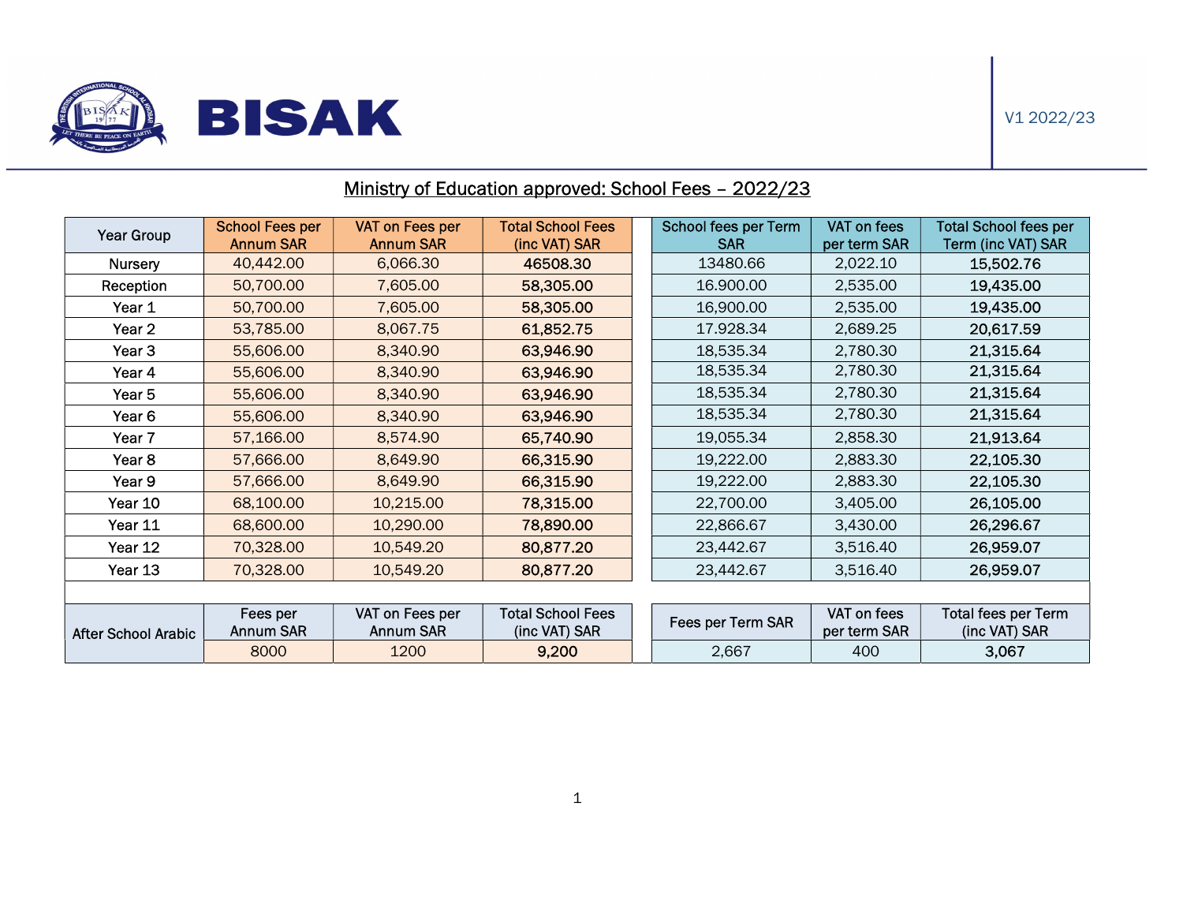BISAK

V1 2022/23

## Ministry of Education approved: School Fees – 2022/23

| Year Group | School Fees per Annum SAR | VAT on Fees per Annum SAR | Total School Fees (inc VAT) SAR | School fees per Term SAR | VAT on fees per term SAR | Total School fees per Term (inc VAT) SAR |
|---|---|---|---|---|---|---|
| Nursery | 40,442.00 | 6,066.30 | **46508.30** | 13480.66 | 2,022.10 | **15,502.76** |
| Reception | 50,700.00 | 7,605.00 | **58,305.00** | 16.900.00 | 2,535.00 | **19,435.00** |
| Year 1 | 50,700.00 | 7,605.00 | **58,305.00** | 16,900.00 | 2,535.00 | **19,435.00** |
| Year 2 | 53,785.00 | 8,067.75 | **61,852.75** | 17.928.34 | 2,689.25 | **20,617.59** |
| Year 3 | 55,606.00 | 8,340.90 | **63,946.90** | 18,535.34 | 2,780.30 | **21,315.64** |
| Year 4 | 55,606.00 | 8,340.90 | **63,946.90** | 18,535.34 | 2,780.30 | **21,315.64** |
| Year 5 | 55,606.00 | 8,340.90 | **63,946.90** | 18,535.34 | 2,780.30 | **21,315.64** |
| Year 6 | 55,606.00 | 8,340.90 | **63,946.90** | 18,535.34 | 2,780.30 | **21,315.64** |
| Year 7 | 57,166.00 | 8,574.90 | **65,740.90** | 19,055.34 | 2,858.30 | **21,913.64** |
| Year 8 | 57,666.00 | 8,649.90 | **66,315.90** | 19,222.00 | 2,883.30 | **22,105.30** |
| Year 9 | 57,666.00 | 8,649.90 | **66,315.90** | 19,222.00 | 2,883.30 | **22,105.30** |
| Year 10 | 68,100.00 | 10,215.00 | **78,315.00** | 22,700.00 | 3,405.00 | **26,105.00** |
| Year 11 | 68,600.00 | 10,290.00 | **78,890.00** | 22,866.67 | 3,430.00 | **26,296.67** |
| Year 12 | 70,328.00 | 10,549.20 | **80,877.20** | 23,442.67 | 3,516.40 | **26,959.07** |
| Year 13 | 70,328.00 | 10,549.20 | **80,877.20** | 23,442.67 | 3,516.40 | **26,959.07** |

| After School Arabic | Fees per Annum SAR | VAT on Fees per Annum SAR | Total School Fees (inc VAT) SAR | Fees per Term SAR | VAT on fees per term SAR | Total fees per Term (inc VAT) SAR |
|---|---|---|---|---|---|---|
| | 8000 | 1200 | **9,200** | 2,667 | 400 | **3,067** |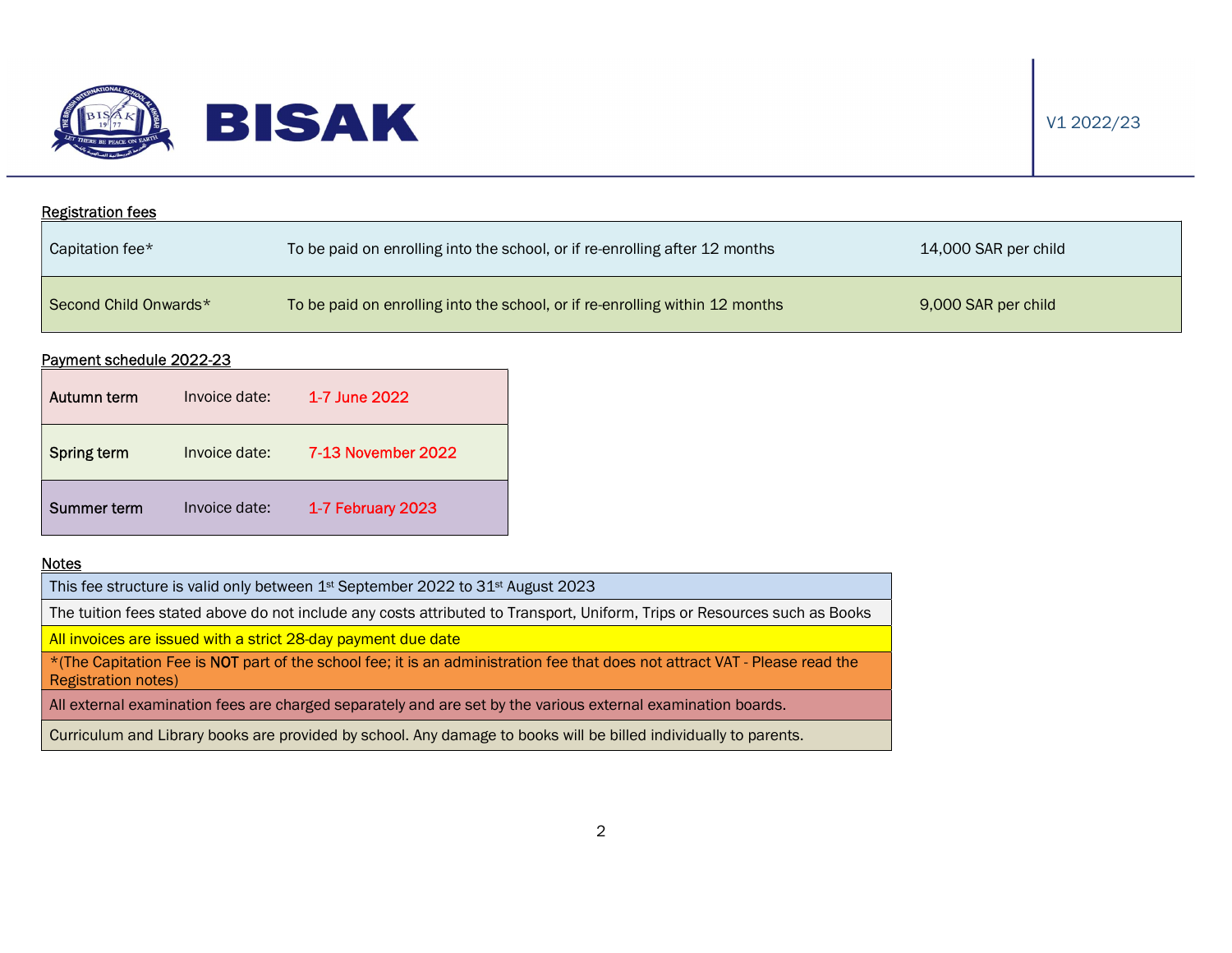BISAK

V1 2022/23

Registration fees

| | | |
|---|---|---|
| Capitation fee* | To be paid on enrolling into the school, or if re-enrolling after 12 months | 14,000 SAR per child |
| Second Child Onwards* | To be paid on enrolling into the school, or if re-enrolling within 12 months | 9,000 SAR per child |

Payment schedule 2022-23

| | | |
|---|---|---|
| **Autumn term** | Invoice date: | 1-7 June 2022 |
| **Spring term** | Invoice date: | 7-13 November 2022 |
| **Summer term** | Invoice date: | 1-7 February 2023 |

Notes

| |
|---|
| This fee structure is valid only between 1st September 2022 to 31st August 2023 |
| The tuition fees stated above do not include any costs attributed to Transport, Uniform, Trips or Resources such as Books |
| All invoices are issued with a strict 28-day payment due date |
| *(The Capitation Fee is **NOT** part of the school fee; it is an administration fee that does not attract VAT - Please read the Registration notes) |
| All external examination fees are charged separately and are set by the various external examination boards. |
| Curriculum and Library books are provided by school. Any damage to books will be billed individually to parents. |